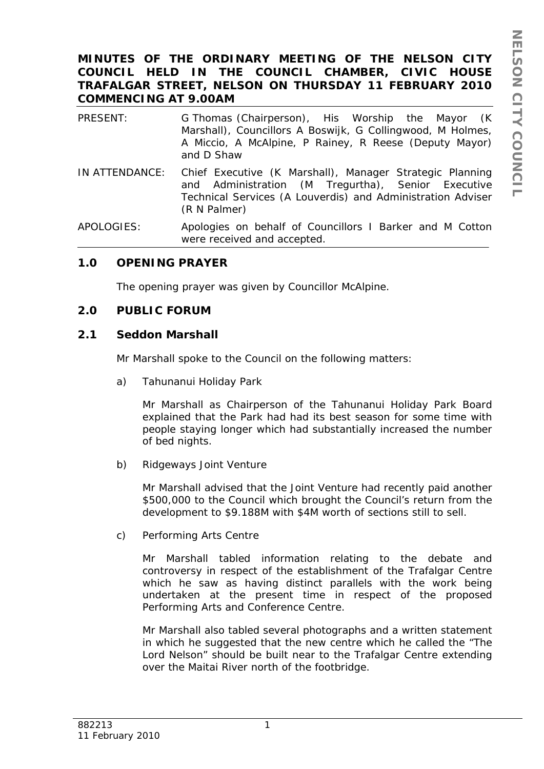**MINUTES OF THE ORDINARY MEETING OF THE NELSON CITY COUNCIL HELD IN THE COUNCIL CHAMBER, CIVIC HOUSE TRAFALGAR STREET, NELSON ON THURSDAY 11 FEBRUARY 2010 COMMENCING AT 9.00AM**

| | |
|---|---|
| PRESENT: | G Thomas (Chairperson), His Worship the Mayor (K Marshall), Councillors A Boswijk, G Collingwood, M Holmes, A Miccio, A McAlpine, P Rainey, R Reese (Deputy Mayor) and D Shaw |
| IN ATTENDANCE: | Chief Executive (K Marshall), Manager Strategic Planning and Administration (M Tregurtha), Senior Executive Technical Services (A Louverdis) and Administration Adviser (R N Palmer) |
| APOLOGIES: | Apologies on behalf of Councillors I Barker and M Cotton were received and accepted. |

## 1.0 OPENING PRAYER

The opening prayer was given by Councillor McAlpine.

## 2.0 PUBLIC FORUM

### 2.1 Seddon Marshall

Mr Marshall spoke to the Council on the following matters:

a) Tahunanui Holiday Park

Mr Marshall as Chairperson of the Tahunanui Holiday Park Board explained that the Park had had its best season for some time with people staying longer which had substantially increased the number of bed nights.

b) Ridgeways Joint Venture

Mr Marshall advised that the Joint Venture had recently paid another $500,000 to the Council which brought the Council's return from the development to $9.188M with $4M worth of sections still to sell.

c) Performing Arts Centre

Mr Marshall tabled information relating to the debate and controversy in respect of the establishment of the Trafalgar Centre which he saw as having distinct parallels with the work being undertaken at the present time in respect of the proposed Performing Arts and Conference Centre.

Mr Marshall also tabled several photographs and a written statement in which he suggested that the new centre which he called the "The Lord Nelson" should be built near to the Trafalgar Centre extending over the Maitai River north of the footbridge.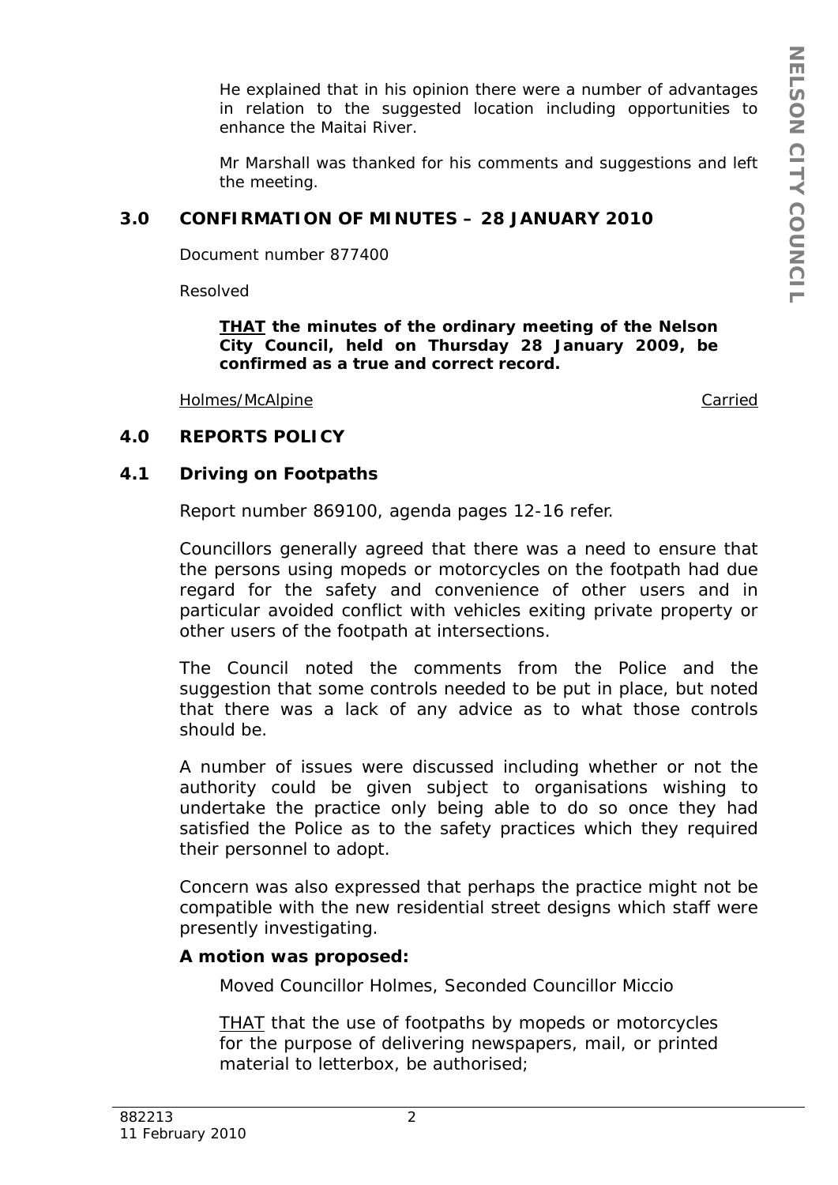He explained that in his opinion there were a number of advantages in relation to the suggested location including opportunities to enhance the Maitai River.

Mr Marshall was thanked for his comments and suggestions and left the meeting.

## 3.0 CONFIRMATION OF MINUTES – 28 JANUARY 2010

Document number 877400

Resolved

> **THAT the minutes of the ordinary meeting of the Nelson City Council, held on Thursday 28 January 2009, be confirmed as a true and correct record.**

Holmes/McAlpine — Carried

## 4.0 REPORTS POLICY

### 4.1 Driving on Footpaths

Report number 869100, agenda pages 12-16 refer.

Councillors generally agreed that there was a need to ensure that the persons using mopeds or motorcycles on the footpath had due regard for the safety and convenience of other users and in particular avoided conflict with vehicles exiting private property or other users of the footpath at intersections.

The Council noted the comments from the Police and the suggestion that some controls needed to be put in place, but noted that there was a lack of any advice as to what those controls should be.

A number of issues were discussed including whether or not the authority could be given subject to organisations wishing to undertake the practice only being able to do so once they had satisfied the Police as to the safety practices which they required their personnel to adopt.

Concern was also expressed that perhaps the practice might not be compatible with the new residential street designs which staff were presently investigating.

**A motion was proposed:**

> Moved Councillor Holmes, Seconded Councillor Miccio
>
> THAT that the use of footpaths by mopeds or motorcycles for the purpose of delivering newspapers, mail, or printed material to letterbox, be authorised;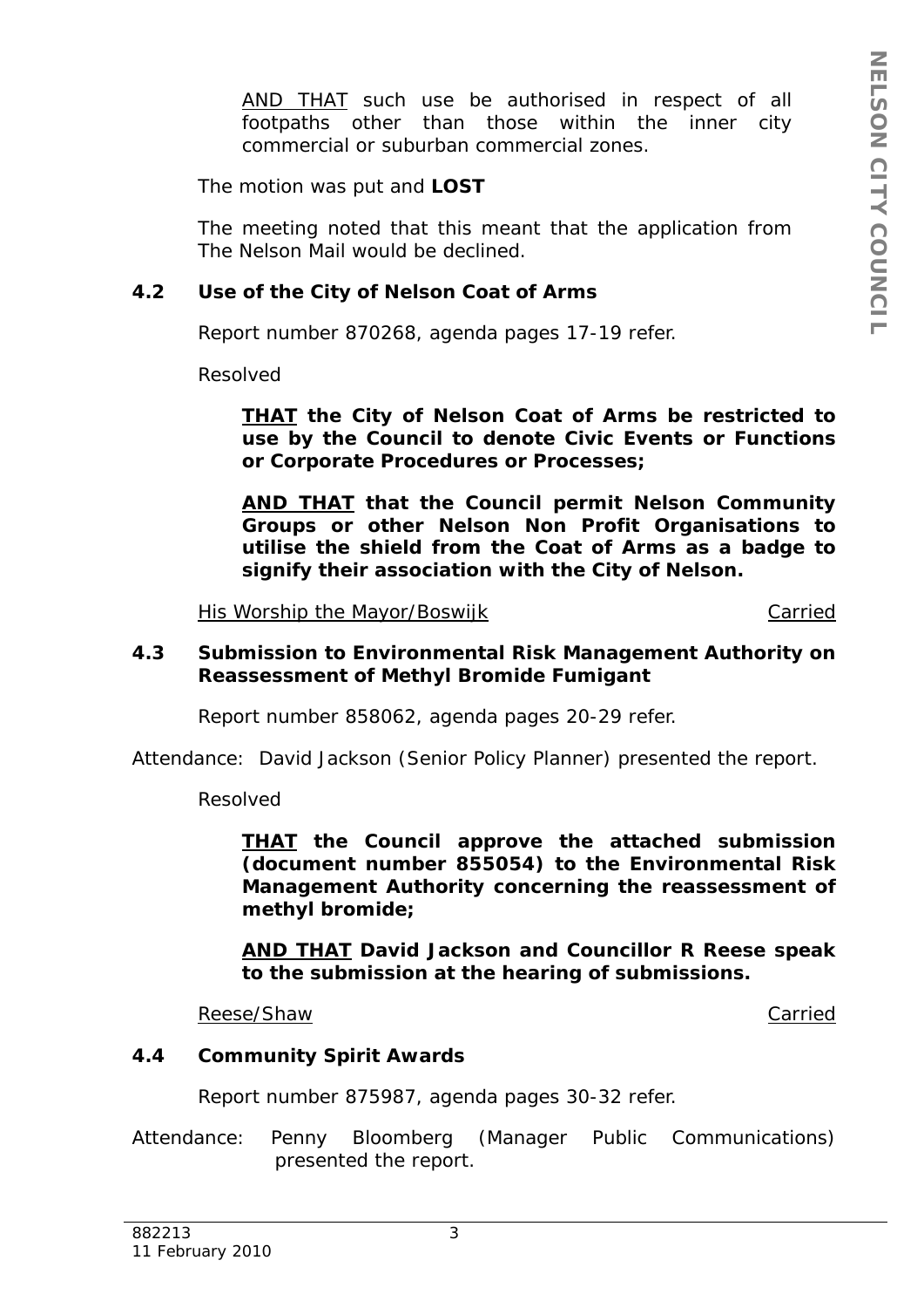AND THAT such use be authorised in respect of all footpaths other than those within the inner city commercial or suburban commercial zones.

The motion was put and **LOST**

The meeting noted that this meant that the application from The Nelson Mail would be declined.

### 4.2 Use of the City of Nelson Coat of Arms

Report number 870268, agenda pages 17-19 refer.

Resolved

> **THAT the City of Nelson Coat of Arms be restricted to use by the Council to denote Civic Events or Functions or Corporate Procedures or Processes;**
>
> **AND THAT that the Council permit Nelson Community Groups or other Nelson Non Profit Organisations to utilise the shield from the Coat of Arms as a badge to signify their association with the City of Nelson.**

His Worship the Mayor/Boswijk — Carried

### 4.3 Submission to Environmental Risk Management Authority on Reassessment of Methyl Bromide Fumigant

Report number 858062, agenda pages 20-29 refer.

Attendance: David Jackson (Senior Policy Planner) presented the report.

Resolved

> **THAT the Council approve the attached submission (document number 855054) to the Environmental Risk Management Authority concerning the reassessment of methyl bromide;**
>
> **AND THAT David Jackson and Councillor R Reese speak to the submission at the hearing of submissions.**

Reese/Shaw — Carried

### 4.4 Community Spirit Awards

Report number 875987, agenda pages 30-32 refer.

Attendance: Penny Bloomberg (Manager Public Communications) presented the report.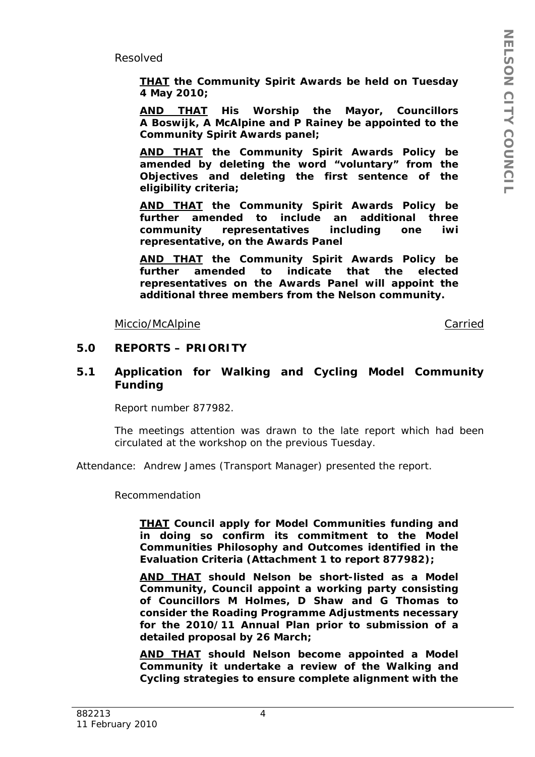Resolved

> **<u>THAT</u> the Community Spirit Awards be held on Tuesday 4 May 2010;**
>
> **<u>AND THAT</u> His Worship the Mayor, Councillors A Boswijk, A McAlpine and P Rainey be appointed to the Community Spirit Awards panel;**
>
> **<u>AND THAT</u> the Community Spirit Awards Policy be amended by deleting the word "voluntary" from the Objectives and deleting the first sentence of the eligibility criteria;**
>
> **<u>AND THAT</u> the Community Spirit Awards Policy be further amended to include an additional three community representatives including one iwi representative, on the Awards Panel**
>
> **<u>AND THAT</u> the Community Spirit Awards Policy be further amended to indicate that the elected representatives on the Awards Panel will appoint the additional three members from the Nelson community.**

<u>Miccio/McAlpine</u> <u>Carried</u>

## 5.0 REPORTS – PRIORITY

### 5.1 Application for Walking and Cycling Model Community Funding

Report number 877982.

The meetings attention was drawn to the late report which had been circulated at the workshop on the previous Tuesday.

Attendance: Andrew James (Transport Manager) presented the report.

Recommendation

> **<u>THAT</u> Council apply for Model Communities funding and in doing so confirm its commitment to the Model Communities Philosophy and Outcomes identified in the Evaluation Criteria (Attachment 1 to report 877982);**
>
> **<u>AND THAT</u> should Nelson be short-listed as a Model Community, Council appoint a working party consisting of Councillors M Holmes, D Shaw and G Thomas to consider the Roading Programme Adjustments necessary for the 2010/11 Annual Plan prior to submission of a detailed proposal by 26 March;**
>
> **<u>AND THAT</u> should Nelson become appointed a Model Community it undertake a review of the Walking and Cycling strategies to ensure complete alignment with the**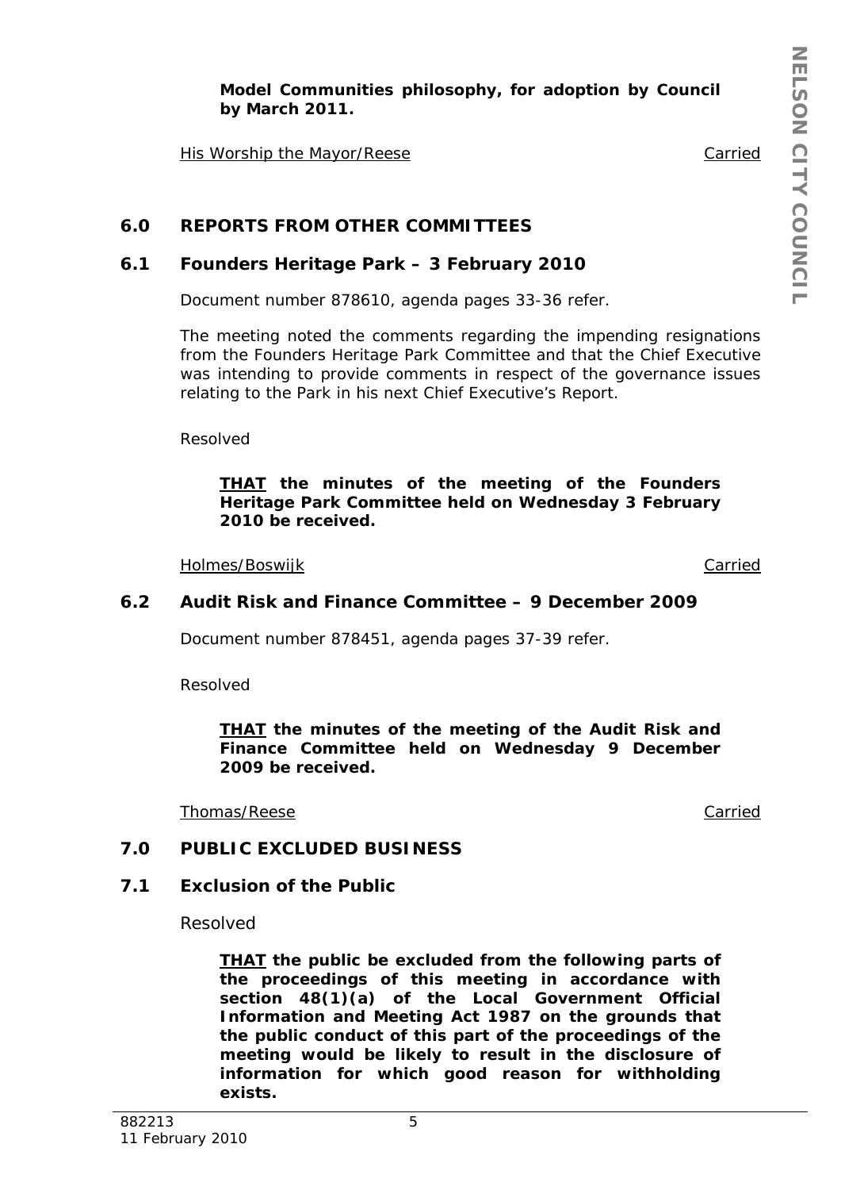**Model Communities philosophy, for adoption by Council by March 2011.**

His Worship the Mayor/Reese — Carried

## 6.0 REPORTS FROM OTHER COMMITTEES

### 6.1 Founders Heritage Park – 3 February 2010

Document number 878610, agenda pages 33-36 refer.

The meeting noted the comments regarding the impending resignations from the Founders Heritage Park Committee and that the Chief Executive was intending to provide comments in respect of the governance issues relating to the Park in his next Chief Executive's Report.

Resolved

> **THAT the minutes of the meeting of the Founders Heritage Park Committee held on Wednesday 3 February 2010 be received.**

Holmes/Boswijk — Carried

### 6.2 Audit Risk and Finance Committee – 9 December 2009

Document number 878451, agenda pages 37-39 refer.

Resolved

> **THAT the minutes of the meeting of the Audit Risk and Finance Committee held on Wednesday 9 December 2009 be received.**

Thomas/Reese — Carried

## 7.0 PUBLIC EXCLUDED BUSINESS

### 7.1 Exclusion of the Public

Resolved

> **THAT the public be excluded from the following parts of the proceedings of this meeting in accordance with section 48(1)(a) of the Local Government Official Information and Meeting Act 1987 on the grounds that the public conduct of this part of the proceedings of the meeting would be likely to result in the disclosure of information for which good reason for withholding exists.**

882213
11 February 2010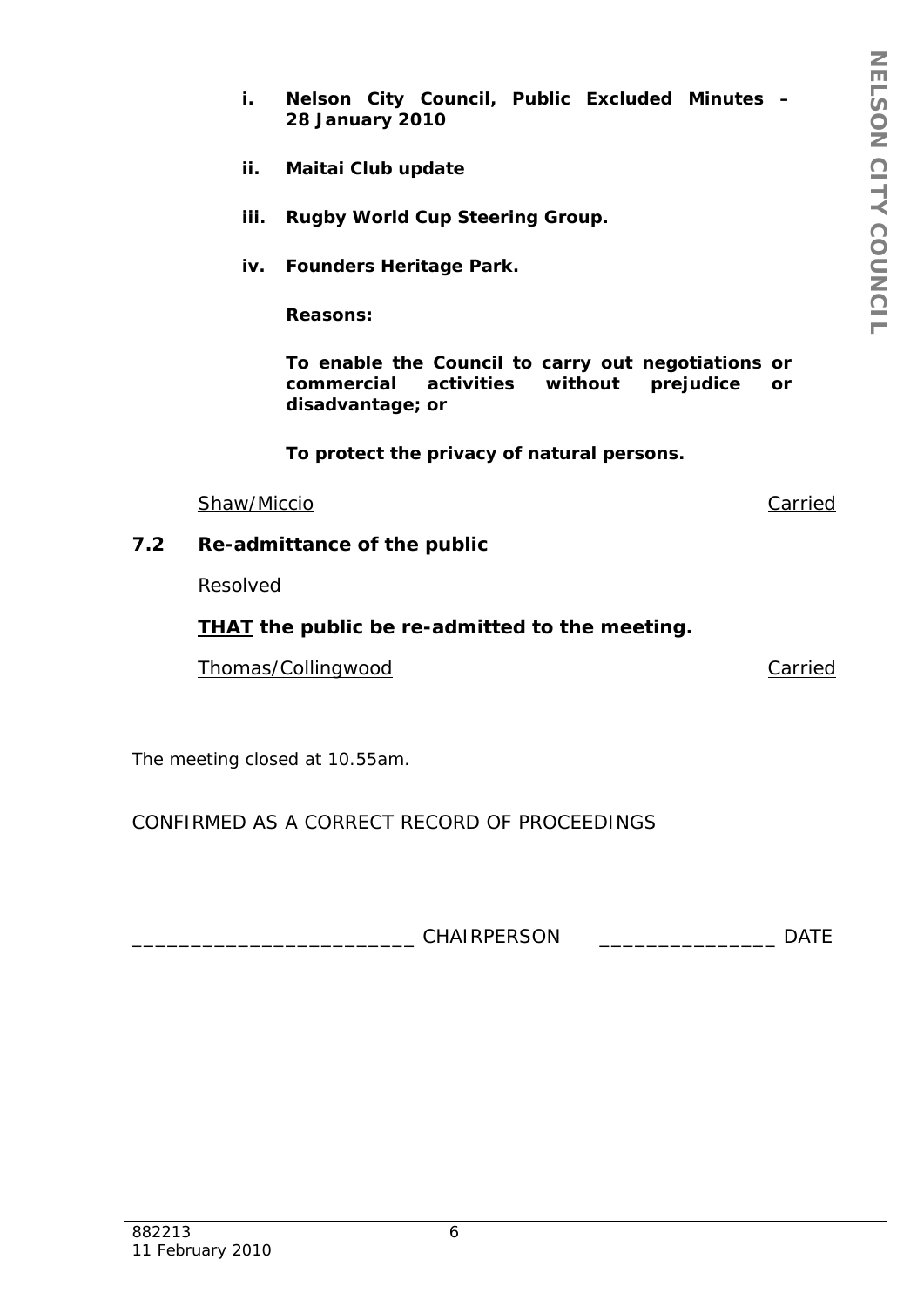**i. Nelson City Council, Public Excluded Minutes – 28 January 2010**

**ii. Maitai Club update**

**iii. Rugby World Cup Steering Group.**

**iv. Founders Heritage Park.**

**Reasons:**

**To enable the Council to carry out negotiations or commercial activities without prejudice or disadvantage; or**

**To protect the privacy of natural persons.**

Shaw/Miccio Carried

### 7.2 Re-admittance of the public

Resolved

**THAT the public be re-admitted to the meeting.**

Thomas/Collingwood Carried

The meeting closed at 10.55am.

CONFIRMED AS A CORRECT RECORD OF PROCEEDINGS

________________________ CHAIRPERSON _______________ DATE